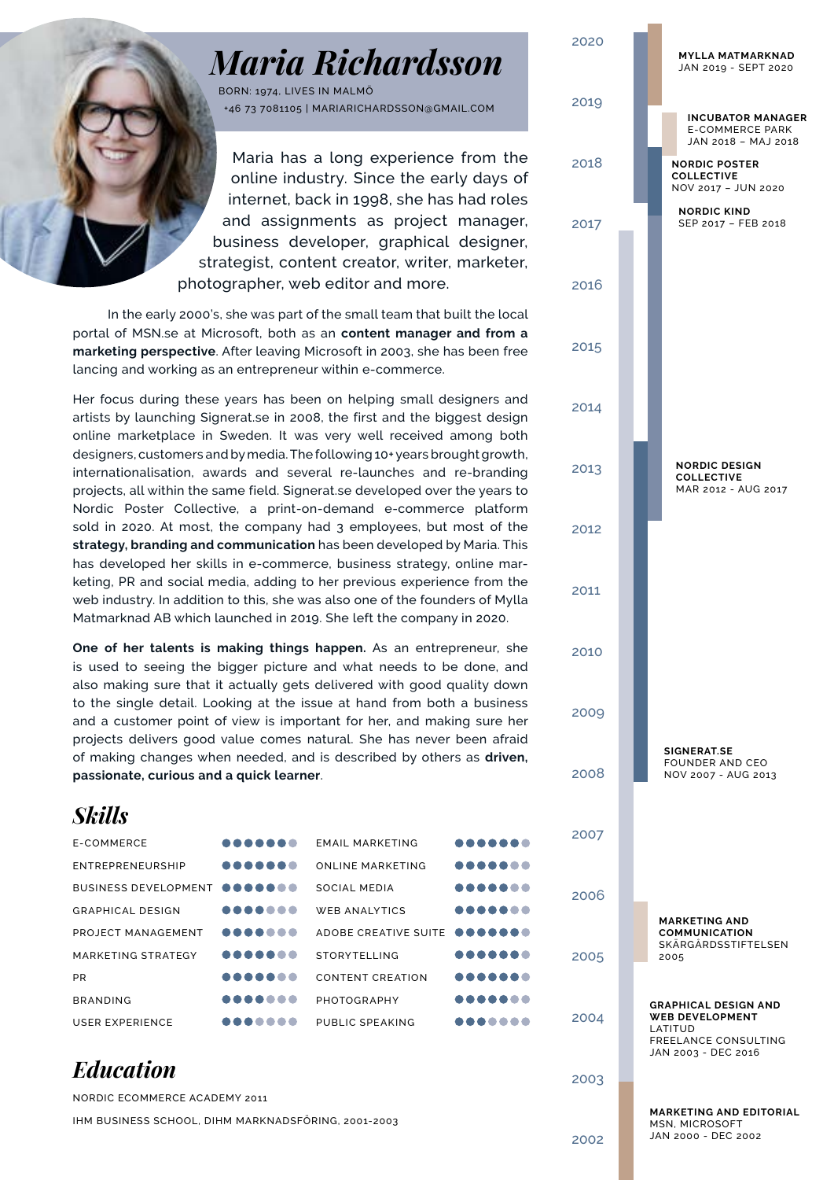# Maria Richardsson

BORN: 1974, LIVES IN MALMÖ
+46 73 7081105 | MARIARICHARDSSON@GMAIL.COM

Maria has a long experience from the online industry. Since the early days of internet, back in 1998, she has had roles and assignments as project manager, business developer, graphical designer, strategist, content creator, writer, marketer, photographer, web editor and more.

In the early 2000's, she was part of the small team that built the local portal of MSN.se at Microsoft, both as an **content manager and from a marketing perspective**. After leaving Microsoft in 2003, she has been free lancing and working as an entrepreneur within e-commerce.

Her focus during these years has been on helping small designers and artists by launching Signerat.se in 2008, the first and the biggest design online marketplace in Sweden. It was very well received among both designers, customers and by media. The following 10+ years brought growth, internationalisation, awards and several re-launches and re-branding projects, all within the same field. Signerat.se developed over the years to Nordic Poster Collective, a print-on-demand e-commerce platform sold in 2020. At most, the company had 3 employees, but most of the **strategy, branding and communication** has been developed by Maria. This has developed her skills in e-commerce, business strategy, online marketing, PR and social media, adding to her previous experience from the web industry. In addition to this, she was also one of the founders of Mylla Matmarknad AB which launched in 2019. She left the company in 2020.

**One of her talents is making things happen.** As an entrepreneur, she is used to seeing the bigger picture and what needs to be done, and also making sure that it actually gets delivered with good quality down to the single detail. Looking at the issue at hand from both a business and a customer point of view is important for her, and making sure her projects delivers good value comes natural. She has never been afraid of making changes when needed, and is described by others as **driven, passionate, curious and a quick learner**.

## Skills

| Skill | Level | Skill | Level |
|---|---|---|---|
| E-COMMERCE | ●●●●●●○ | EMAIL MARKETING | ●●●●●●○ |
| ENTREPRENEURSHIP | ●●●●●●○ | ONLINE MARKETING | ●●●●●○○ |
| BUSINESS DEVELOPMENT | ●●●●●○○ | SOCIAL MEDIA | ●●●●●○○ |
| GRAPHICAL DESIGN | ●●●●○○○ | WEB ANALYTICS | ●●●●●○○ |
| PROJECT MANAGEMENT | ●●●●○○○ | ADOBE CREATIVE SUITE | ●●●●●●○ |
| MARKETING STRATEGY | ●●●●●○○ | STORYTELLING | ●●●●●●○ |
| PR | ●●●●●○○ | CONTENT CREATION | ●●●●●●○ |
| BRANDING | ●●●●○○○ | PHOTOGRAPHY | ●●●●●○○ |
| USER EXPERIENCE | ●●●○○○○ | PUBLIC SPEAKING | ●●●○○○○ |

## Education

NORDIC ECOMMERCE ACADEMY 2011

IHM BUSINESS SCHOOL, DIHM MARKNADSFÖRING, 2001-2003

## Experience

**MYLLA MATMARKNAD**
JAN 2019 - SEPT 2020

**INCUBATOR MANAGER**
E-COMMERCE PARK
JAN 2018 – MAJ 2018

**NORDIC POSTER COLLECTIVE**
NOV 2017 – JUN 2020

**NORDIC KIND**
SEP 2017 – FEB 2018

**NORDIC DESIGN COLLECTIVE**
MAR 2012 - AUG 2017

**SIGNERAT.SE**
FOUNDER AND CEO
NOV 2007 - AUG 2013

**MARKETING AND COMMUNICATION**
SKÄRGÅRDSSTIFTELSEN
2005

**GRAPHICAL DESIGN AND WEB DEVELOPMENT**
LATITUD
FREELANCE CONSULTING
JAN 2003 - DEC 2016

**MARKETING AND EDITORIAL**
MSN, MICROSOFT
JAN 2000 - DEC 2002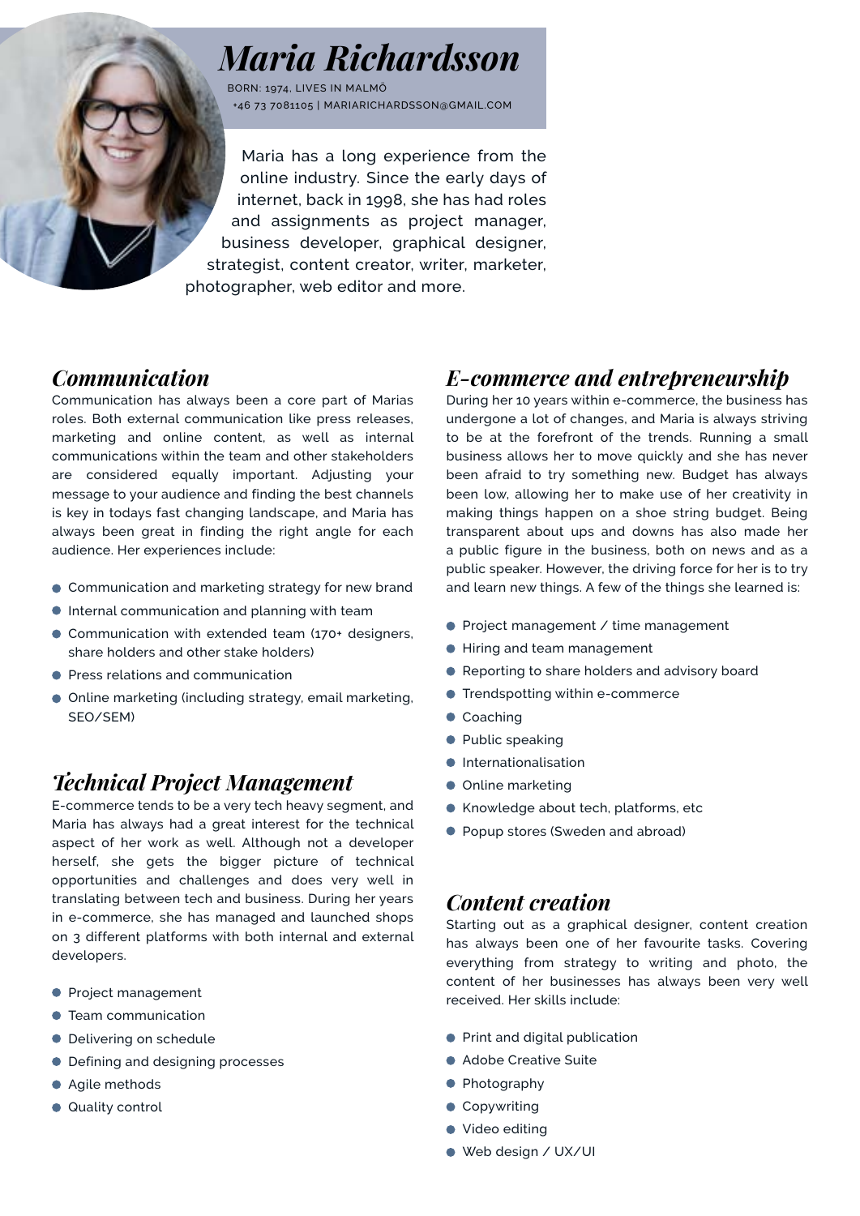# *Maria Richardsson*

BORN: 1974, LIVES IN MALMÖ
+46 73 7081105 | MARIARICHARDSSON@GMAIL.COM

Maria has a long experience from the online industry. Since the early days of internet, back in 1998, she has had roles and assignments as project manager, business developer, graphical designer, strategist, content creator, writer, marketer, photographer, web editor and more.

## *Communication*

Communication has always been a core part of Marias roles. Both external communication like press releases, marketing and online content, as well as internal communications within the team and other stakeholders are considered equally important. Adjusting your message to your audience and finding the best channels is key in todays fast changing landscape, and Maria has always been great in finding the right angle for each audience. Her experiences include:

- Communication and marketing strategy for new brand
- Internal communication and planning with team
- Communication with extended team (170+ designers, share holders and other stake holders)
- Press relations and communication
- Online marketing (including strategy, email marketing, SEO/SEM)

## *Technical Project Management*

E-commerce tends to be a very tech heavy segment, and Maria has always had a great interest for the technical aspect of her work as well. Although not a developer herself, she gets the bigger picture of technical opportunities and challenges and does very well in translating between tech and business. During her years in e-commerce, she has managed and launched shops on 3 different platforms with both internal and external developers.

- Project management
- Team communication
- Delivering on schedule
- Defining and designing processes
- Agile methods
- Quality control

## *E-commerce and entrepreneurship*

During her 10 years within e-commerce, the business has undergone a lot of changes, and Maria is always striving to be at the forefront of the trends. Running a small business allows her to move quickly and she has never been afraid to try something new. Budget has always been low, allowing her to make use of her creativity in making things happen on a shoe string budget. Being transparent about ups and downs has also made her a public figure in the business, both on news and as a public speaker. However, the driving force for her is to try and learn new things. A few of the things she learned is:

- Project management / time management
- Hiring and team management
- Reporting to share holders and advisory board
- Trendspotting within e-commerce
- Coaching
- Public speaking
- Internationalisation
- Online marketing
- Knowledge about tech, platforms, etc
- Popup stores (Sweden and abroad)

## *Content creation*

Starting out as a graphical designer, content creation has always been one of her favourite tasks. Covering everything from strategy to writing and photo, the content of her businesses has always been very well received. Her skills include:

- Print and digital publication
- Adobe Creative Suite
- Photography
- Copywriting
- Video editing
- Web design / UX/UI